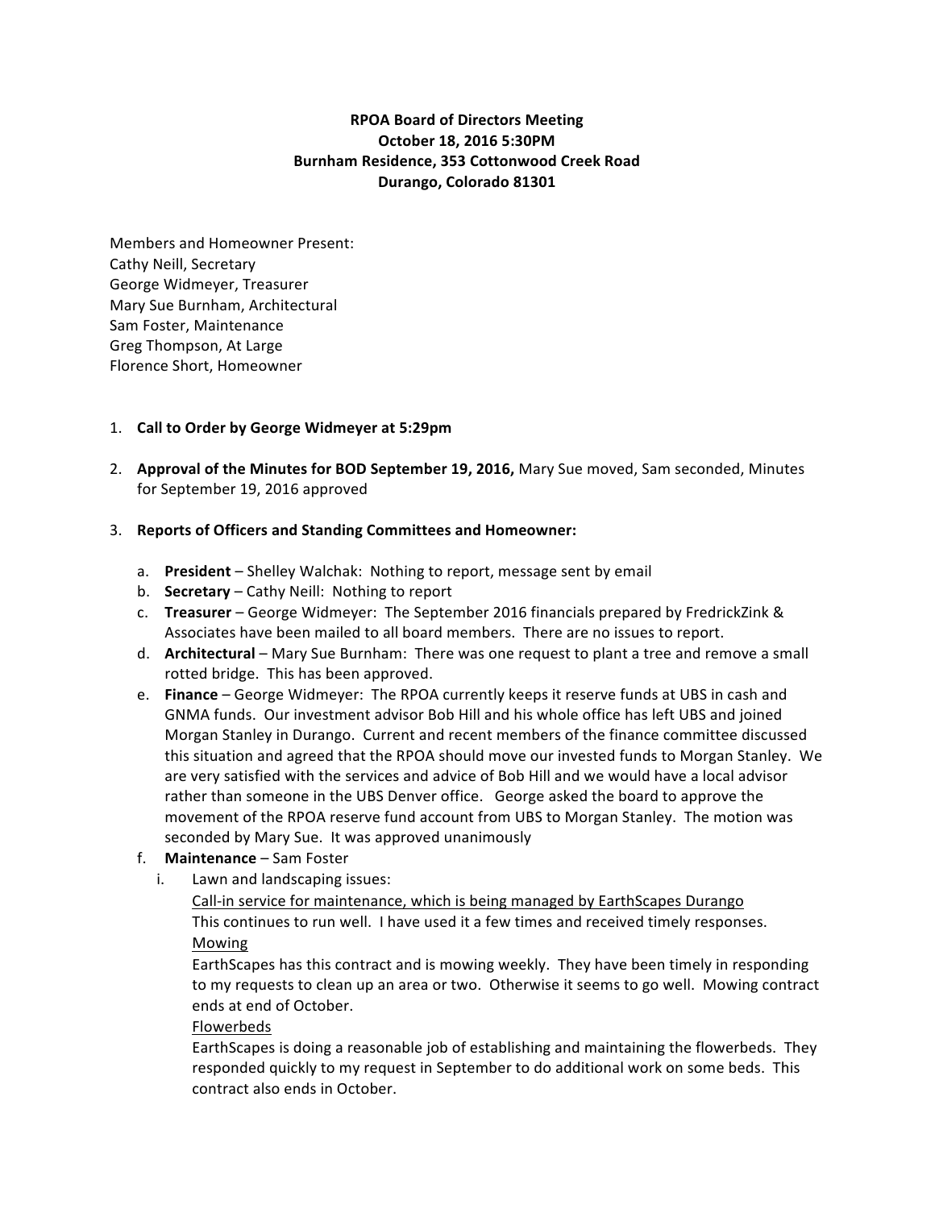**RPOA Board of Directors Meeting**
**October 18, 2016 5:30PM**
**Burnham Residence, 353 Cottonwood Creek Road**
**Durango, Colorado 81301**

Members and Homeowner Present:
Cathy Neill, Secretary
George Widmeyer, Treasurer
Mary Sue Burnham, Architectural
Sam Foster, Maintenance
Greg Thompson, At Large
Florence Short, Homeowner

1. **Call to Order by George Widmeyer at 5:29pm**

2. **Approval of the Minutes for BOD September 19, 2016,** Mary Sue moved, Sam seconded, Minutes for September 19, 2016 approved

3. **Reports of Officers and Standing Committees and Homeowner:**

   a. **President** – Shelley Walchak: Nothing to report, message sent by email
   b. **Secretary** – Cathy Neill: Nothing to report
   c. **Treasurer** – George Widmeyer: The September 2016 financials prepared by FredrickZink & Associates have been mailed to all board members. There are no issues to report.
   d. **Architectural** – Mary Sue Burnham: There was one request to plant a tree and remove a small rotted bridge. This has been approved.
   e. **Finance** – George Widmeyer: The RPOA currently keeps it reserve funds at UBS in cash and GNMA funds. Our investment advisor Bob Hill and his whole office has left UBS and joined Morgan Stanley in Durango. Current and recent members of the finance committee discussed this situation and agreed that the RPOA should move our invested funds to Morgan Stanley. We are very satisfied with the services and advice of Bob Hill and we would have a local advisor rather than someone in the UBS Denver office. George asked the board to approve the movement of the RPOA reserve fund account from UBS to Morgan Stanley. The motion was seconded by Mary Sue. It was approved unanimously
   f. **Maintenance** – Sam Foster
      i. Lawn and landscaping issues:
         <u>Call-in service for maintenance, which is being managed by EarthScapes Durango</u>
         This continues to run well. I have used it a few times and received timely responses.
         <u>Mowing</u>
         EarthScapes has this contract and is mowing weekly. They have been timely in responding to my requests to clean up an area or two. Otherwise it seems to go well. Mowing contract ends at end of October.
         <u>Flowerbeds</u>
         EarthScapes is doing a reasonable job of establishing and maintaining the flowerbeds. They responded quickly to my request in September to do additional work on some beds. This contract also ends in October.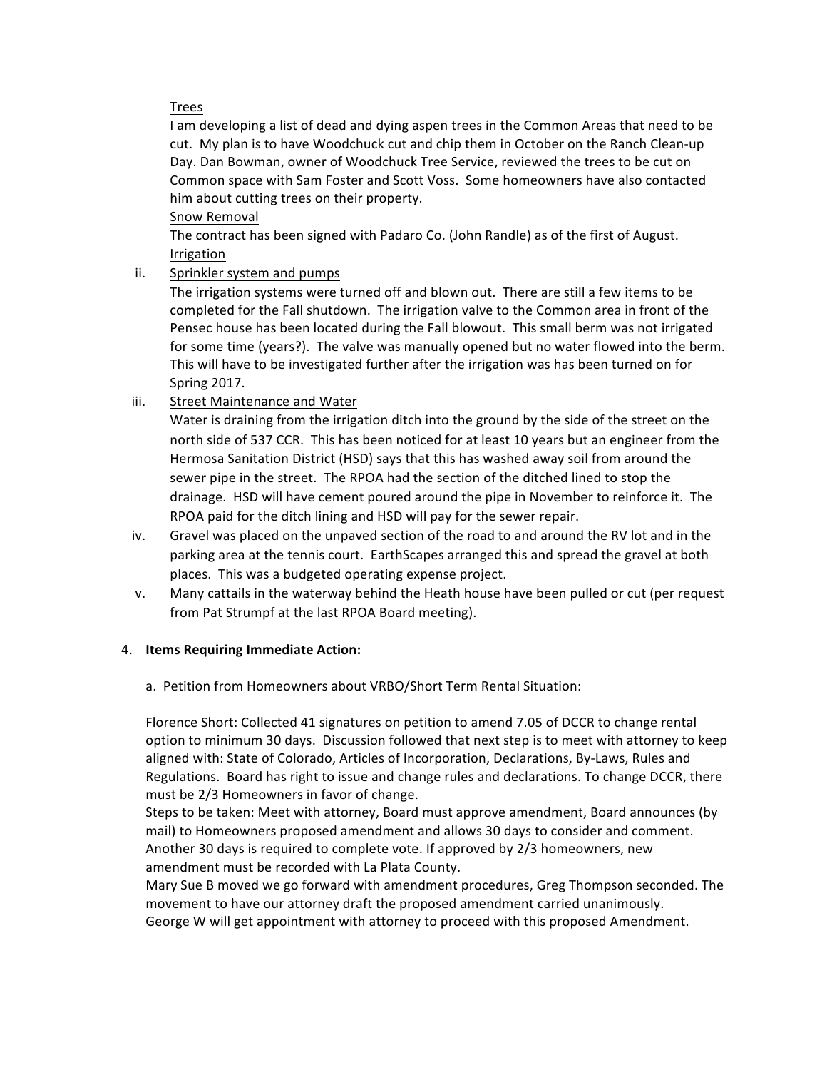Trees

I am developing a list of dead and dying aspen trees in the Common Areas that need to be cut. My plan is to have Woodchuck cut and chip them in October on the Ranch Clean-up Day. Dan Bowman, owner of Woodchuck Tree Service, reviewed the trees to be cut on Common space with Sam Foster and Scott Voss. Some homeowners have also contacted him about cutting trees on their property.

Snow Removal

The contract has been signed with Padaro Co. (John Randle) as of the first of August.

Irrigation

ii. Sprinkler system and pumps

The irrigation systems were turned off and blown out. There are still a few items to be completed for the Fall shutdown. The irrigation valve to the Common area in front of the Pensec house has been located during the Fall blowout. This small berm was not irrigated for some time (years?). The valve was manually opened but no water flowed into the berm. This will have to be investigated further after the irrigation was has been turned on for Spring 2017.

iii. Street Maintenance and Water

Water is draining from the irrigation ditch into the ground by the side of the street on the north side of 537 CCR. This has been noticed for at least 10 years but an engineer from the Hermosa Sanitation District (HSD) says that this has washed away soil from around the sewer pipe in the street. The RPOA had the section of the ditched lined to stop the drainage. HSD will have cement poured around the pipe in November to reinforce it. The RPOA paid for the ditch lining and HSD will pay for the sewer repair.

iv. Gravel was placed on the unpaved section of the road to and around the RV lot and in the parking area at the tennis court. EarthScapes arranged this and spread the gravel at both places. This was a budgeted operating expense project.

v. Many cattails in the waterway behind the Heath house have been pulled or cut (per request from Pat Strumpf at the last RPOA Board meeting).

4. **Items Requiring Immediate Action:**

a. Petition from Homeowners about VRBO/Short Term Rental Situation:

Florence Short: Collected 41 signatures on petition to amend 7.05 of DCCR to change rental option to minimum 30 days. Discussion followed that next step is to meet with attorney to keep aligned with: State of Colorado, Articles of Incorporation, Declarations, By-Laws, Rules and Regulations. Board has right to issue and change rules and declarations. To change DCCR, there must be 2/3 Homeowners in favor of change.

Steps to be taken: Meet with attorney, Board must approve amendment, Board announces (by mail) to Homeowners proposed amendment and allows 30 days to consider and comment. Another 30 days is required to complete vote. If approved by 2/3 homeowners, new amendment must be recorded with La Plata County.

Mary Sue B moved we go forward with amendment procedures, Greg Thompson seconded. The movement to have our attorney draft the proposed amendment carried unanimously.

George W will get appointment with attorney to proceed with this proposed Amendment.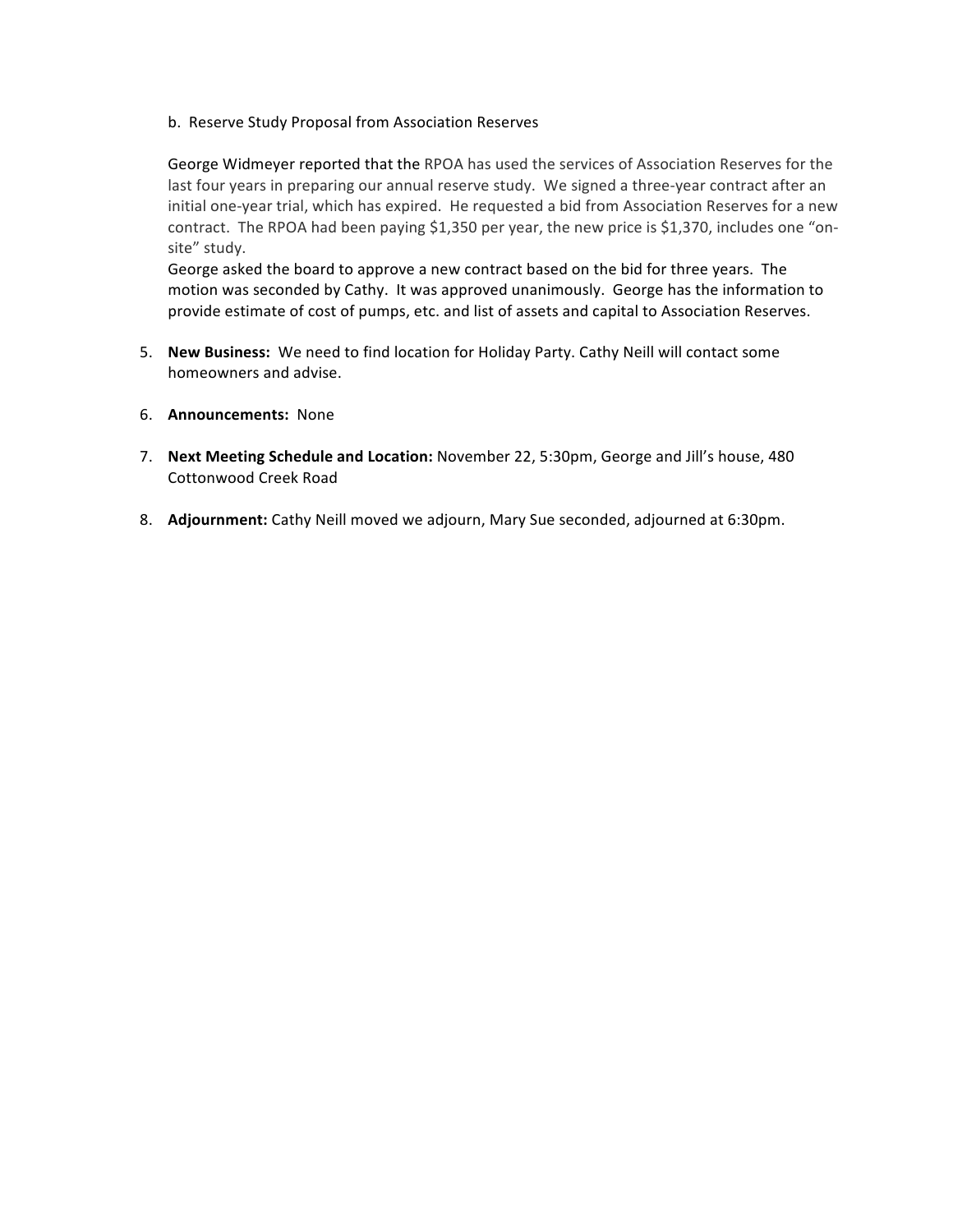b. Reserve Study Proposal from Association Reserves

George Widmeyer reported that the RPOA has used the services of Association Reserves for the last four years in preparing our annual reserve study. We signed a three-year contract after an initial one-year trial, which has expired. He requested a bid from Association Reserves for a new contract. The RPOA had been paying $1,350 per year, the new price is $1,370, includes one "on-site" study.
George asked the board to approve a new contract based on the bid for three years. The motion was seconded by Cathy. It was approved unanimously. George has the information to provide estimate of cost of pumps, etc. and list of assets and capital to Association Reserves.

5. **New Business:** We need to find location for Holiday Party. Cathy Neill will contact some homeowners and advise.

6. **Announcements:** None

7. **Next Meeting Schedule and Location:** November 22, 5:30pm, George and Jill's house, 480 Cottonwood Creek Road

8. **Adjournment:** Cathy Neill moved we adjourn, Mary Sue seconded, adjourned at 6:30pm.